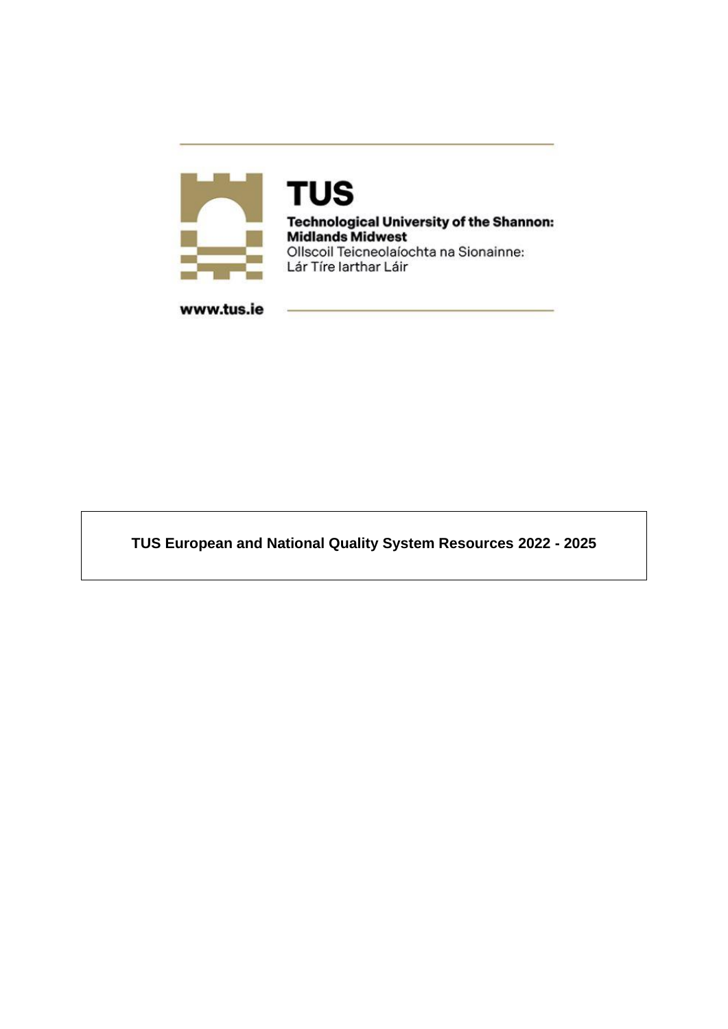**TUS**

**Technological University of the Shannon: Midlands Midwest**

Ollscoil Teicneolaíochta na Sionainne: Lár Tíre Iarthar Láir

**www.tus.ie**

# TUS European and National Quality System Resources 2022 - 2025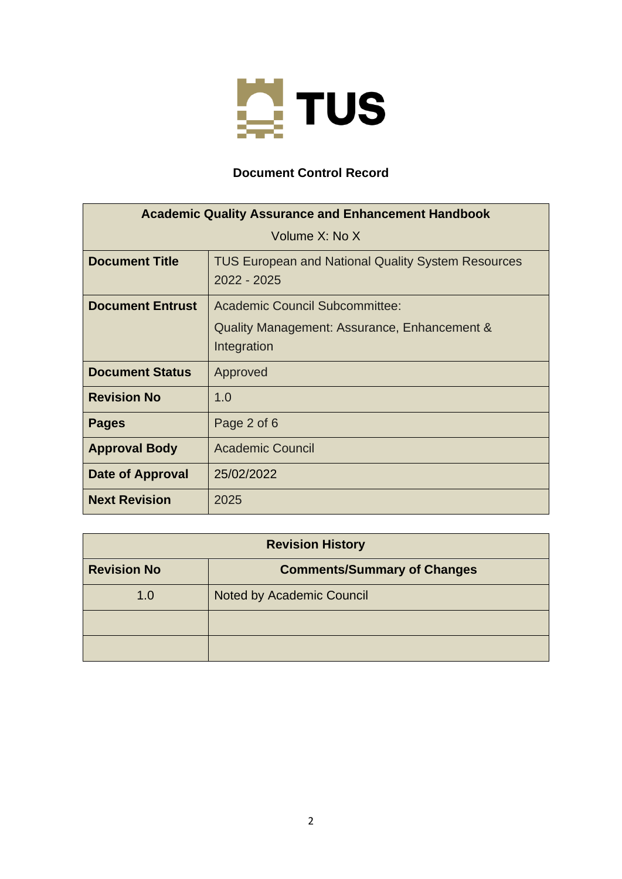**TUS**

## Document Control Record

| Academic Quality Assurance and Enhancement Handbook<br>Volume X: No X | |
|---|---|
| **Document Title** | TUS European and National Quality System Resources 2022 - 2025 |
| **Document Entrust** | Academic Council Subcommittee:<br>Quality Management: Assurance, Enhancement & Integration |
| **Document Status** | Approved |
| **Revision No** | 1.0 |
| **Pages** | Page 2 of 6 |
| **Approval Body** | Academic Council |
| **Date of Approval** | 25/02/2022 |
| **Next Revision** | 2025 |

| Revision History | |
|---|---|
| **Revision No** | **Comments/Summary of Changes** |
| 1.0 | Noted by Academic Council |
| | |
| | |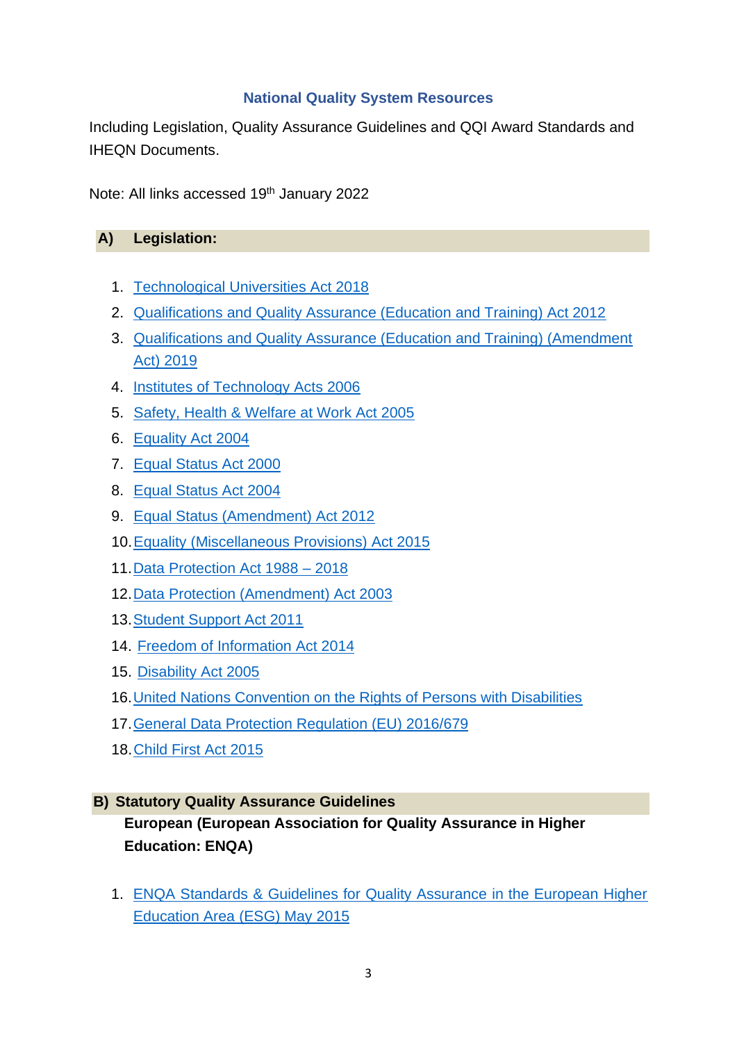## National Quality System Resources

Including Legislation, Quality Assurance Guidelines and QQI Award Standards and IHEQN Documents.

Note: All links accessed 19th January 2022

## A) Legislation:

1. Technological Universities Act 2018
2. Qualifications and Quality Assurance (Education and Training) Act 2012
3. Qualifications and Quality Assurance (Education and Training) (Amendment Act) 2019
4. Institutes of Technology Acts 2006
5. Safety, Health & Welfare at Work Act 2005
6. Equality Act 2004
7. Equal Status Act 2000
8. Equal Status Act 2004
9. Equal Status (Amendment) Act 2012
10. Equality (Miscellaneous Provisions) Act 2015
11. Data Protection Act 1988 – 2018
12. Data Protection (Amendment) Act 2003
13. Student Support Act 2011
14. Freedom of Information Act 2014
15. Disability Act 2005
16. United Nations Convention on the Rights of Persons with Disabilities
17. General Data Protection Regulation (EU) 2016/679
18. Child First Act 2015

## B) Statutory Quality Assurance Guidelines

### European (European Association for Quality Assurance in Higher Education: ENQA)

1. ENQA Standards & Guidelines for Quality Assurance in the European Higher Education Area (ESG) May 2015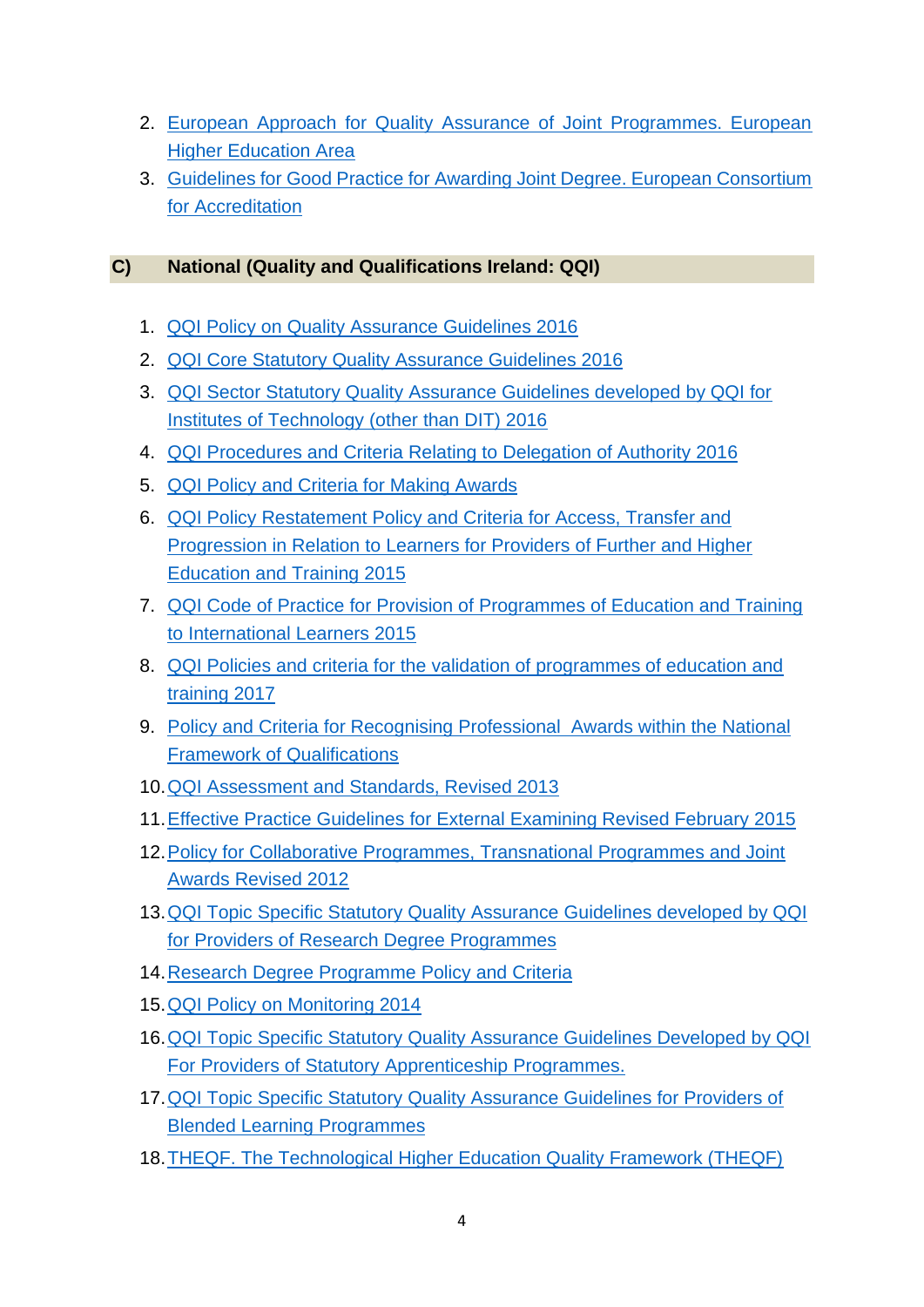2. European Approach for Quality Assurance of Joint Programmes. European Higher Education Area
3. Guidelines for Good Practice for Awarding Joint Degree. European Consortium for Accreditation

## C) National (Quality and Qualifications Ireland: QQI)

1. QQI Policy on Quality Assurance Guidelines 2016
2. QQI Core Statutory Quality Assurance Guidelines 2016
3. QQI Sector Statutory Quality Assurance Guidelines developed by QQI for Institutes of Technology (other than DIT) 2016
4. QQI Procedures and Criteria Relating to Delegation of Authority 2016
5. QQI Policy and Criteria for Making Awards
6. QQI Policy Restatement Policy and Criteria for Access, Transfer and Progression in Relation to Learners for Providers of Further and Higher Education and Training 2015
7. QQI Code of Practice for Provision of Programmes of Education and Training to International Learners 2015
8. QQI Policies and criteria for the validation of programmes of education and training 2017
9. Policy and Criteria for Recognising Professional Awards within the National Framework of Qualifications
10. QQI Assessment and Standards, Revised 2013
11. Effective Practice Guidelines for External Examining Revised February 2015
12. Policy for Collaborative Programmes, Transnational Programmes and Joint Awards Revised 2012
13. QQI Topic Specific Statutory Quality Assurance Guidelines developed by QQI for Providers of Research Degree Programmes
14. Research Degree Programme Policy and Criteria
15. QQI Policy on Monitoring 2014
16. QQI Topic Specific Statutory Quality Assurance Guidelines Developed by QQI For Providers of Statutory Apprenticeship Programmes.
17. QQI Topic Specific Statutory Quality Assurance Guidelines for Providers of Blended Learning Programmes
18. THEQF. The Technological Higher Education Quality Framework (THEQF)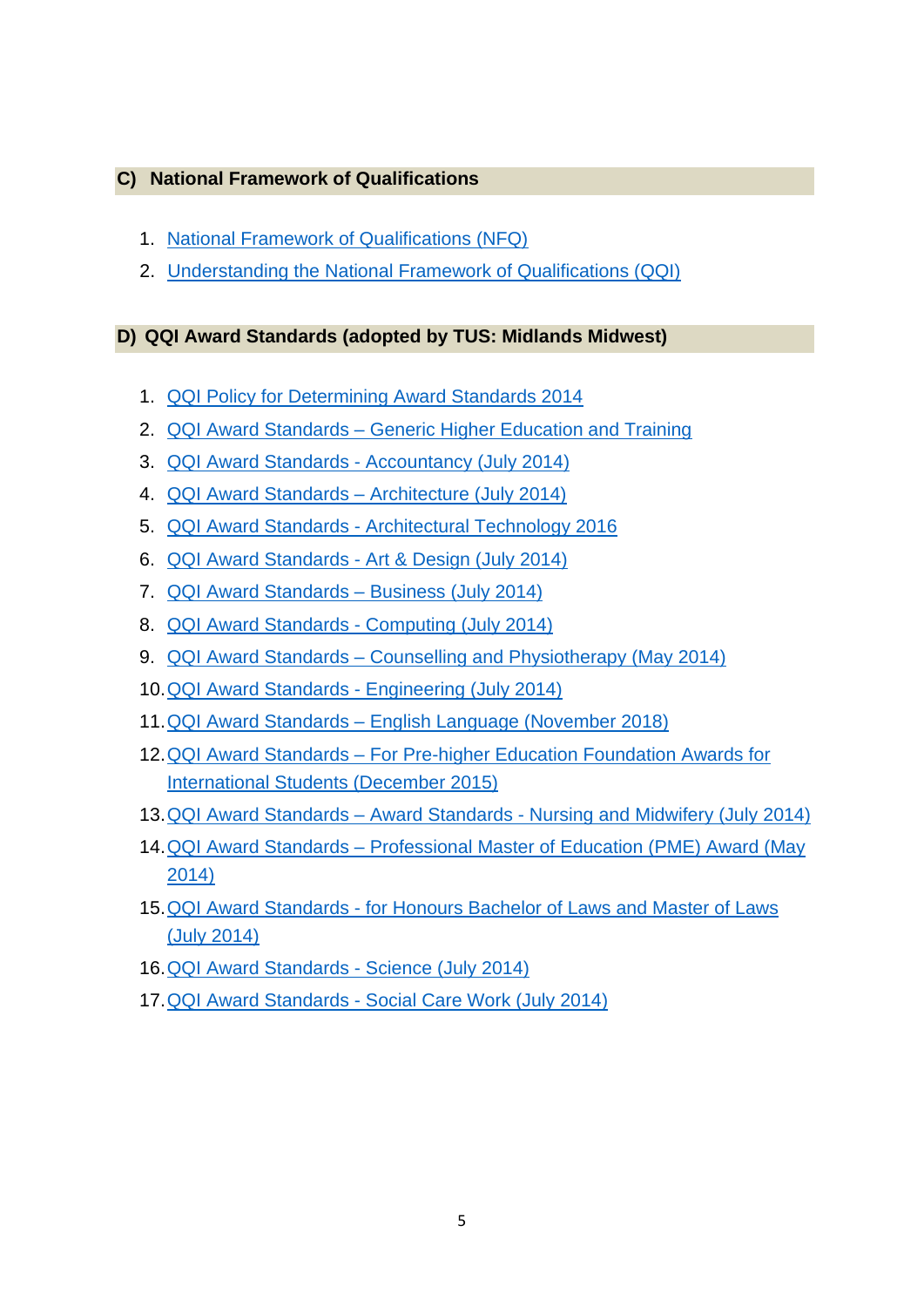## C) National Framework of Qualifications

1. National Framework of Qualifications (NFQ)
2. Understanding the National Framework of Qualifications (QQI)

## D) QQI Award Standards (adopted by TUS: Midlands Midwest)

1. QQI Policy for Determining Award Standards 2014
2. QQI Award Standards – Generic Higher Education and Training
3. QQI Award Standards - Accountancy (July 2014)
4. QQI Award Standards – Architecture (July 2014)
5. QQI Award Standards - Architectural Technology 2016
6. QQI Award Standards - Art & Design (July 2014)
7. QQI Award Standards – Business (July 2014)
8. QQI Award Standards - Computing (July 2014)
9. QQI Award Standards – Counselling and Physiotherapy (May 2014)
10. QQI Award Standards - Engineering (July 2014)
11. QQI Award Standards – English Language (November 2018)
12. QQI Award Standards – For Pre-higher Education Foundation Awards for International Students (December 2015)
13. QQI Award Standards – Award Standards - Nursing and Midwifery (July 2014)
14. QQI Award Standards – Professional Master of Education (PME) Award (May 2014)
15. QQI Award Standards - for Honours Bachelor of Laws and Master of Laws (July 2014)
16. QQI Award Standards - Science (July 2014)
17. QQI Award Standards - Social Care Work (July 2014)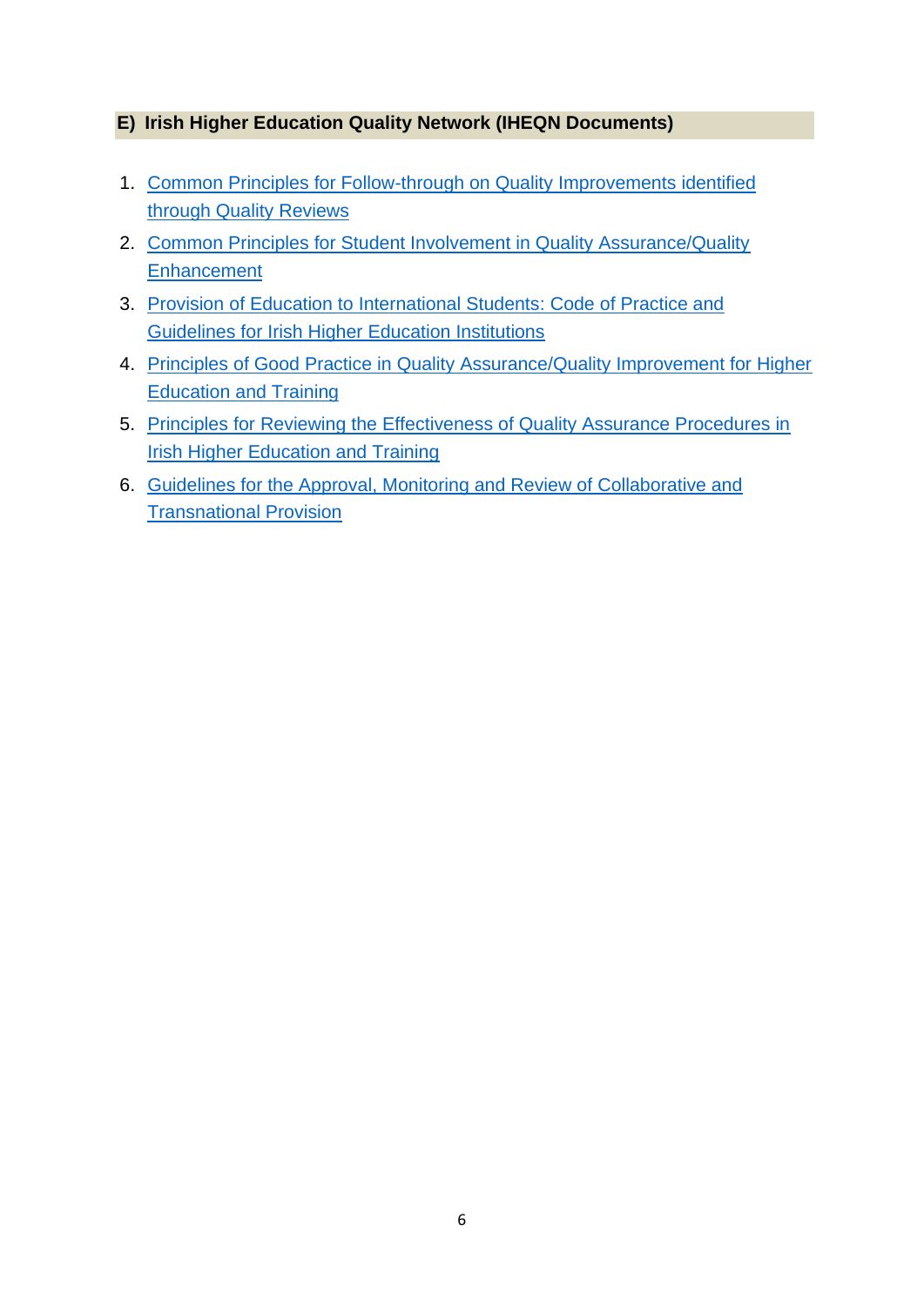## E) Irish Higher Education Quality Network (IHEQN Documents)

1. Common Principles for Follow-through on Quality Improvements identified through Quality Reviews
2. Common Principles for Student Involvement in Quality Assurance/Quality Enhancement
3. Provision of Education to International Students: Code of Practice and Guidelines for Irish Higher Education Institutions
4. Principles of Good Practice in Quality Assurance/Quality Improvement for Higher Education and Training
5. Principles for Reviewing the Effectiveness of Quality Assurance Procedures in Irish Higher Education and Training
6. Guidelines for the Approval, Monitoring and Review of Collaborative and Transnational Provision